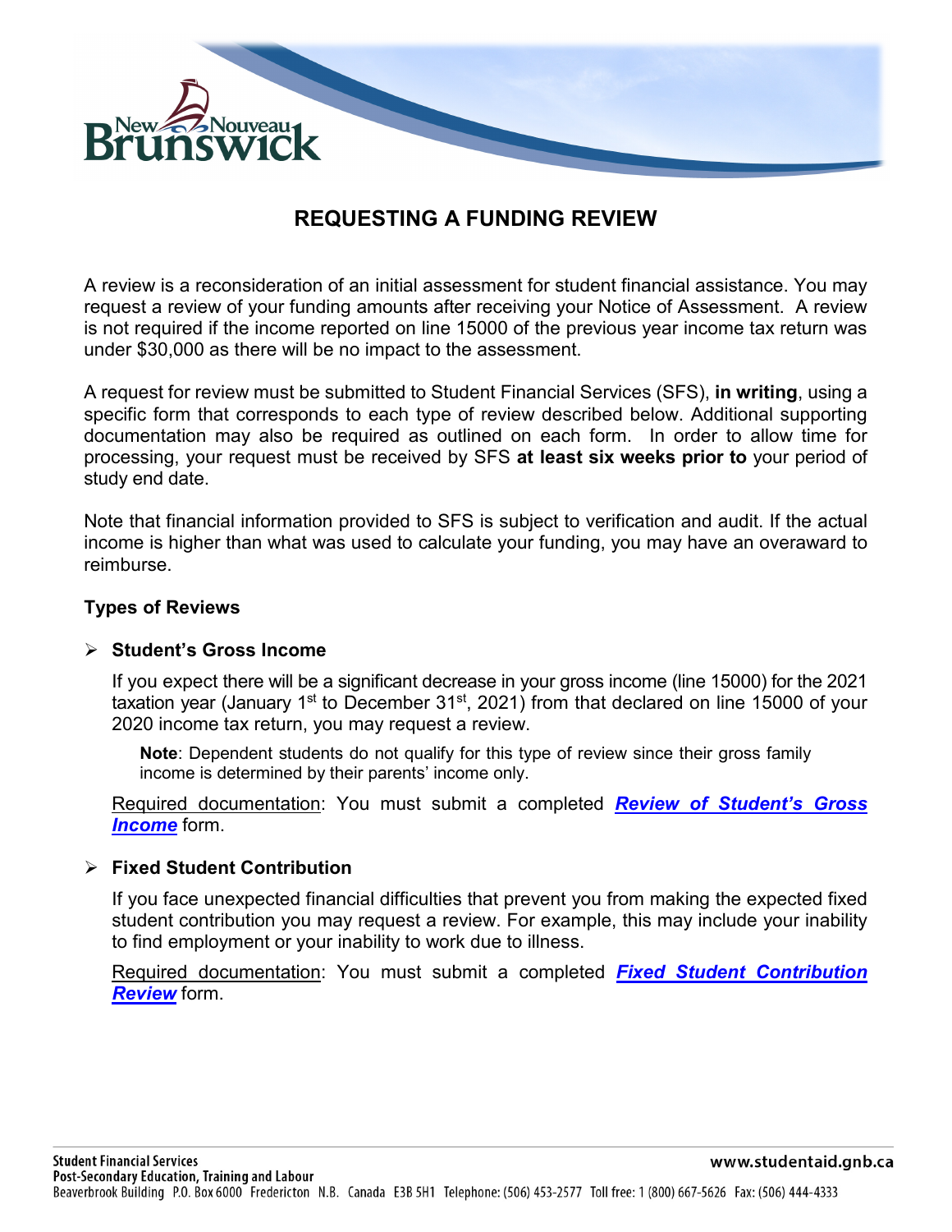# REQUESTING A FUNDING REVIEW

A review is a reconsideration of an initial assessment for student financial assistance. You may request a review of your funding amounts after receiving your Notice of Assessment. A review is not required if the income reported on line 15000 of the previous year income tax return was under $30,000 as there will be no impact to the assessment.

A request for review must be submitted to Student Financial Services (SFS), **in writing**, using a specific form that corresponds to each type of review described below. Additional supporting documentation may also be required as outlined on each form. In order to allow time for processing, your request must be received by SFS **at least six weeks prior to** your period of study end date.

Note that financial information provided to SFS is subject to verification and audit. If the actual income is higher than what was used to calculate your funding, you may have an overaward to reimburse.

## Types of Reviews

- **Student's Gross Income**

  If you expect there will be a significant decrease in your gross income (line 15000) for the 2021 taxation year (January 1st to December 31st, 2021) from that declared on line 15000 of your 2020 income tax return, you may request a review.

  > **Note**: Dependent students do not qualify for this type of review since their gross family income is determined by their parents' income only.

  Required documentation: You must submit a completed ***Review of Student's Gross Income*** form.

- **Fixed Student Contribution**

  If you face unexpected financial difficulties that prevent you from making the expected fixed student contribution you may request a review. For example, this may include your inability to find employment or your inability to work due to illness.

  Required documentation: You must submit a completed ***Fixed Student Contribution Review*** form.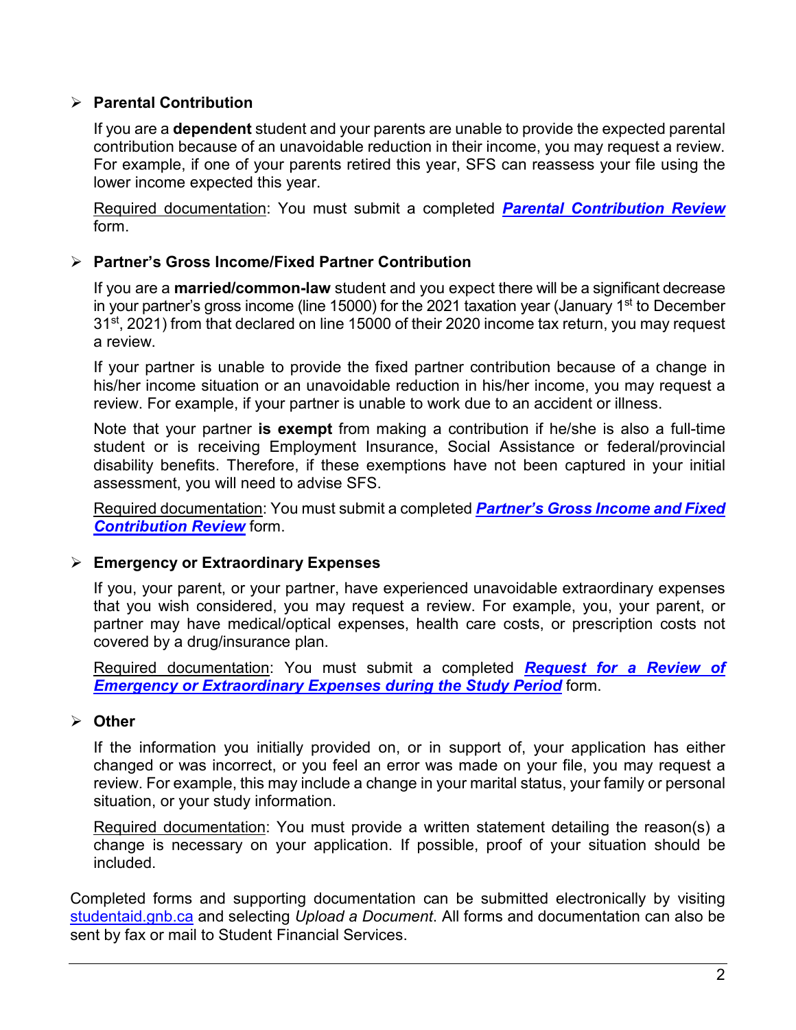- **Parental Contribution**

  If you are a **dependent** student and your parents are unable to provide the expected parental contribution because of an unavoidable reduction in their income, you may request a review. For example, if one of your parents retired this year, SFS can reassess your file using the lower income expected this year.

  Required documentation: You must submit a completed ***Parental Contribution Review*** form.

- **Partner's Gross Income/Fixed Partner Contribution**

  If you are a **married/common-law** student and you expect there will be a significant decrease in your partner's gross income (line 15000) for the 2021 taxation year (January 1st to December 31st, 2021) from that declared on line 15000 of their 2020 income tax return, you may request a review.

  If your partner is unable to provide the fixed partner contribution because of a change in his/her income situation or an unavoidable reduction in his/her income, you may request a review. For example, if your partner is unable to work due to an accident or illness.

  Note that your partner **is exempt** from making a contribution if he/she is also a full-time student or is receiving Employment Insurance, Social Assistance or federal/provincial disability benefits. Therefore, if these exemptions have not been captured in your initial assessment, you will need to advise SFS.

  Required documentation: You must submit a completed ***Partner's Gross Income and Fixed Contribution Review*** form.

- **Emergency or Extraordinary Expenses**

  If you, your parent, or your partner, have experienced unavoidable extraordinary expenses that you wish considered, you may request a review. For example, you, your parent, or partner may have medical/optical expenses, health care costs, or prescription costs not covered by a drug/insurance plan.

  Required documentation: You must submit a completed ***Request for a Review of Emergency or Extraordinary Expenses during the Study Period*** form.

- **Other**

  If the information you initially provided on, or in support of, your application has either changed or was incorrect, or you feel an error was made on your file, you may request a review. For example, this may include a change in your marital status, your family or personal situation, or your study information.

  Required documentation: You must provide a written statement detailing the reason(s) a change is necessary on your application. If possible, proof of your situation should be included.

Completed forms and supporting documentation can be submitted electronically by visiting studentaid.gnb.ca and selecting *Upload a Document*. All forms and documentation can also be sent by fax or mail to Student Financial Services.